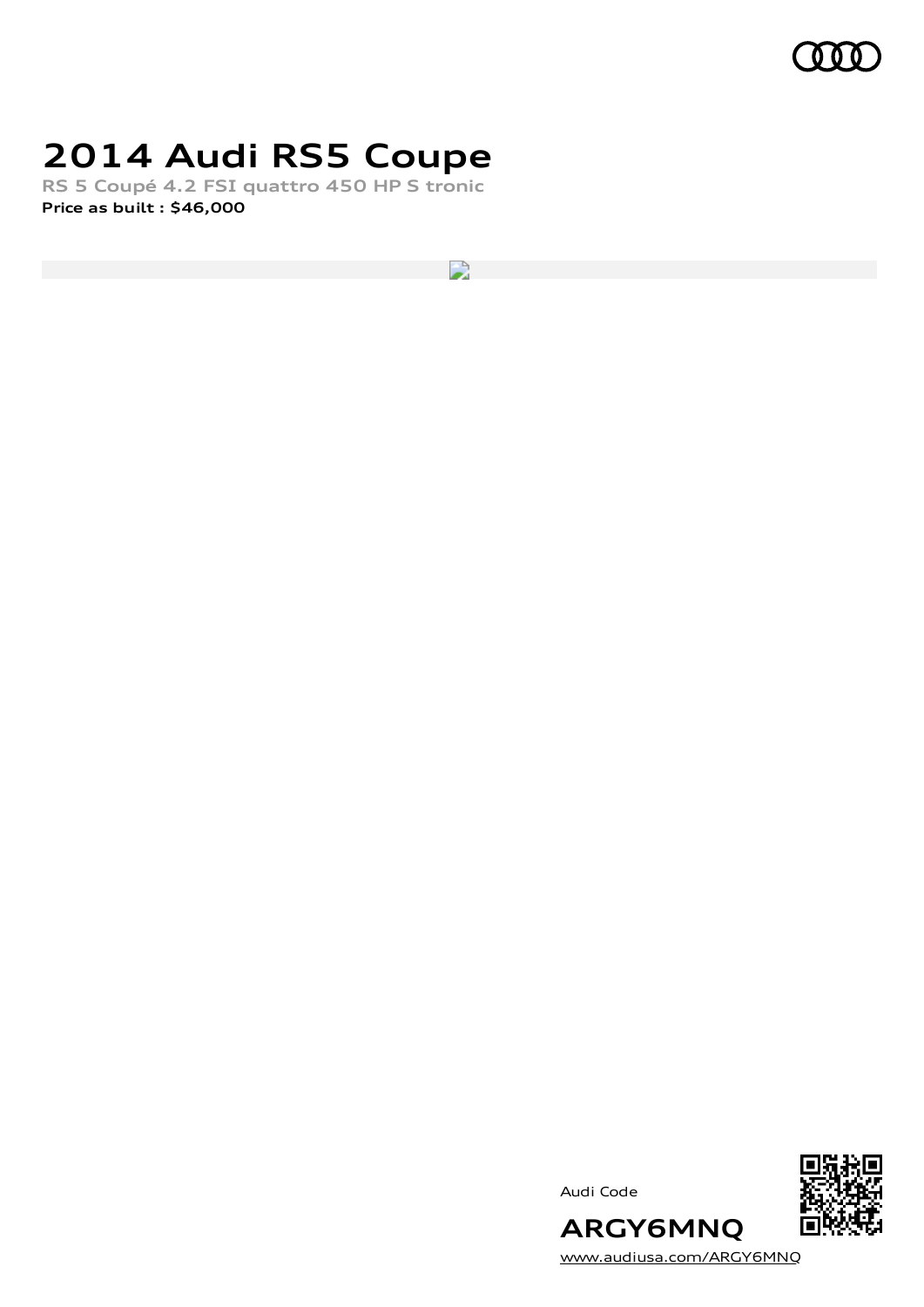# 2014 Audi RS5 Coupe

RS 5 Coupé 4.2 FSI quattro 450 HP S tronic

**Price as built : $46,000**

Audi Code

**ARGY6MNQ**

www.audiusa.com/ARGY6MNQ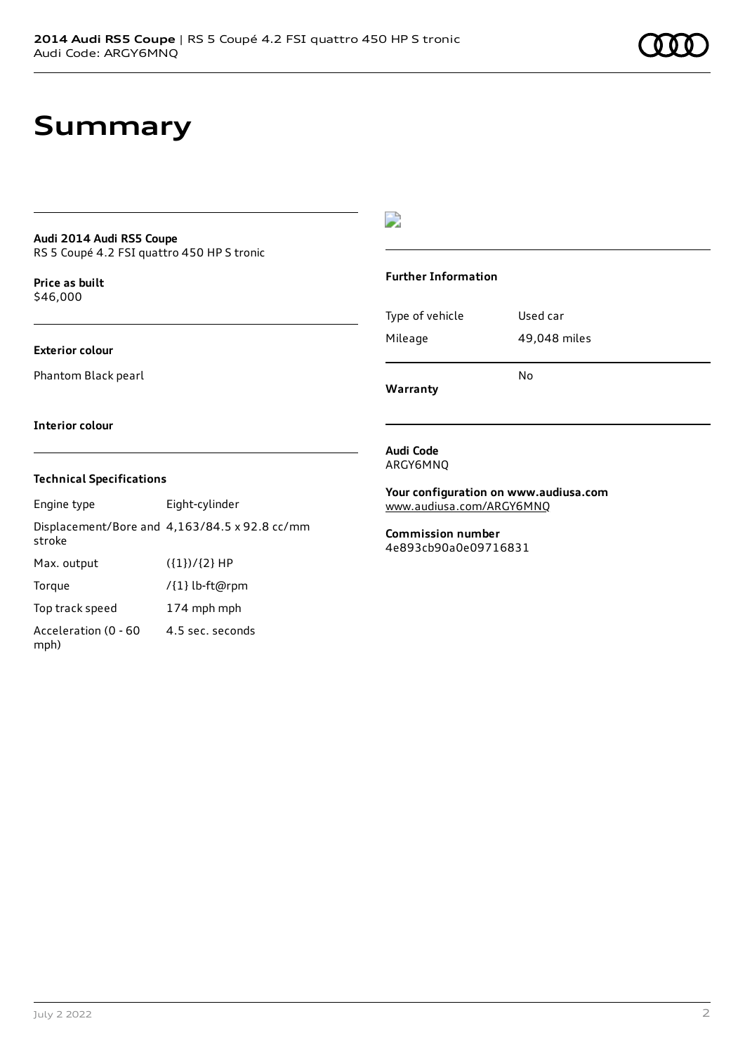# Summary

**Audi 2014 Audi RS5 Coupe**
RS 5 Coupé 4.2 FSI quattro 450 HP S tronic

**Price as built**
$46,000

**Exterior colour**

Phantom Black pearl

**Interior colour**

### Technical Specifications

| | |
|---|---|
| Engine type | Eight-cylinder |
| Displacement/Bore and stroke | 4,163/84.5 x 92.8 cc/mm |
| Max. output | ({1})/{2} HP |
| Torque | /{1} lb-ft@rpm |
| Top track speed | 174 mph mph |
| Acceleration (0 - 60 mph) | 4.5 sec. seconds |

### Further Information

| | |
|---|---|
| Type of vehicle | Used car |
| Mileage | 49,048 miles |
| **Warranty** | No |

**Audi Code**
ARGY6MNQ

**Your configuration on www.audiusa.com**
www.audiusa.com/ARGY6MNQ

**Commission number**
4e893cb90a0e09716831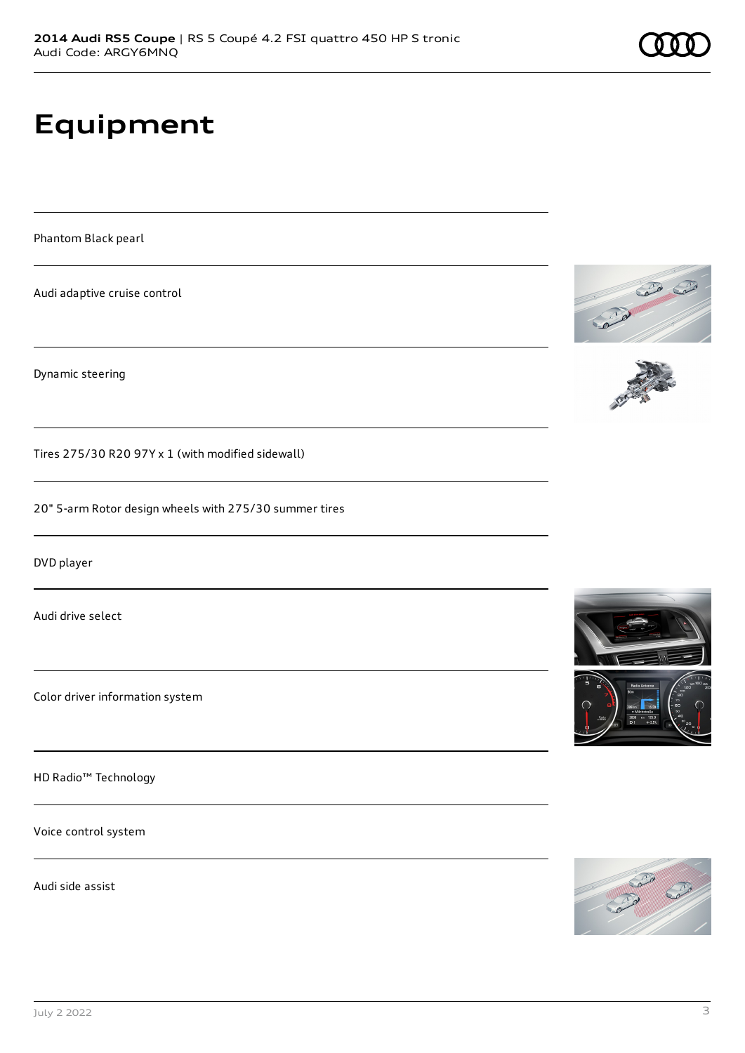# Equipment

Phantom Black pearl

Audi adaptive cruise control

Dynamic steering

Tires 275/30 R20 97Y x 1 (with modified sidewall)

20" 5-arm Rotor design wheels with 275/30 summer tires

DVD player

Audi drive select

Color driver information system

HD Radio™ Technology

Voice control system

Audi side assist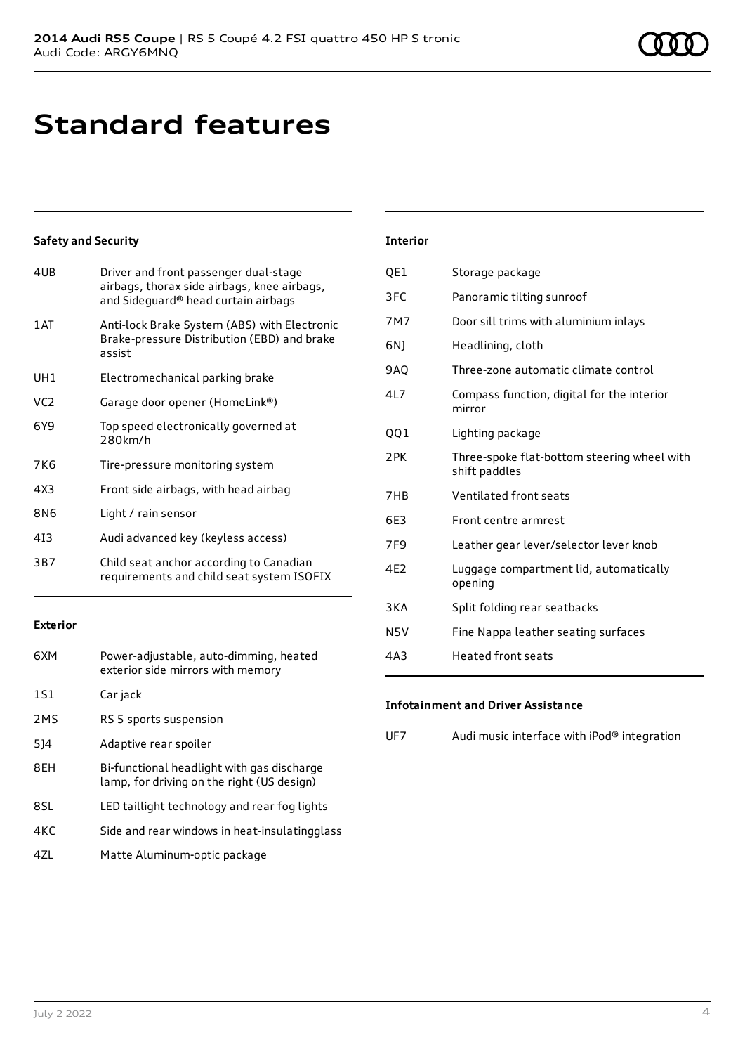# Standard features

### Safety and Security

| | |
|---|---|
| 4UB | Driver and front passenger dual-stage airbags, thorax side airbags, knee airbags, and Sideguard® head curtain airbags |
| 1AT | Anti-lock Brake System (ABS) with Electronic Brake-pressure Distribution (EBD) and brake assist |
| UH1 | Electromechanical parking brake |
| VC2 | Garage door opener (HomeLink®) |
| 6Y9 | Top speed electronically governed at 280km/h |
| 7K6 | Tire-pressure monitoring system |
| 4X3 | Front side airbags, with head airbag |
| 8N6 | Light / rain sensor |
| 4I3 | Audi advanced key (keyless access) |
| 3B7 | Child seat anchor according to Canadian requirements and child seat system ISOFIX |

### Exterior

| | |
|---|---|
| 6XM | Power-adjustable, auto-dimming, heated exterior side mirrors with memory |
| 1S1 | Car jack |
| 2MS | RS 5 sports suspension |
| 5J4 | Adaptive rear spoiler |
| 8EH | Bi-functional headlight with gas discharge lamp, for driving on the right (US design) |
| 8SL | LED taillight technology and rear fog lights |
| 4KC | Side and rear windows in heat-insulatingglass |
| 4ZL | Matte Aluminum-optic package |

### Interior

| | |
|---|---|
| QE1 | Storage package |
| 3FC | Panoramic tilting sunroof |
| 7M7 | Door sill trims with aluminium inlays |
| 6NJ | Headlining, cloth |
| 9AQ | Three-zone automatic climate control |
| 4L7 | Compass function, digital for the interior mirror |
| QQ1 | Lighting package |
| 2PK | Three-spoke flat-bottom steering wheel with shift paddles |
| 7HB | Ventilated front seats |
| 6E3 | Front centre armrest |
| 7F9 | Leather gear lever/selector lever knob |
| 4E2 | Luggage compartment lid, automatically opening |
| 3KA | Split folding rear seatbacks |
| N5V | Fine Nappa leather seating surfaces |
| 4A3 | Heated front seats |

### Infotainment and Driver Assistance

| | |
|---|---|
| UF7 | Audi music interface with iPod® integration |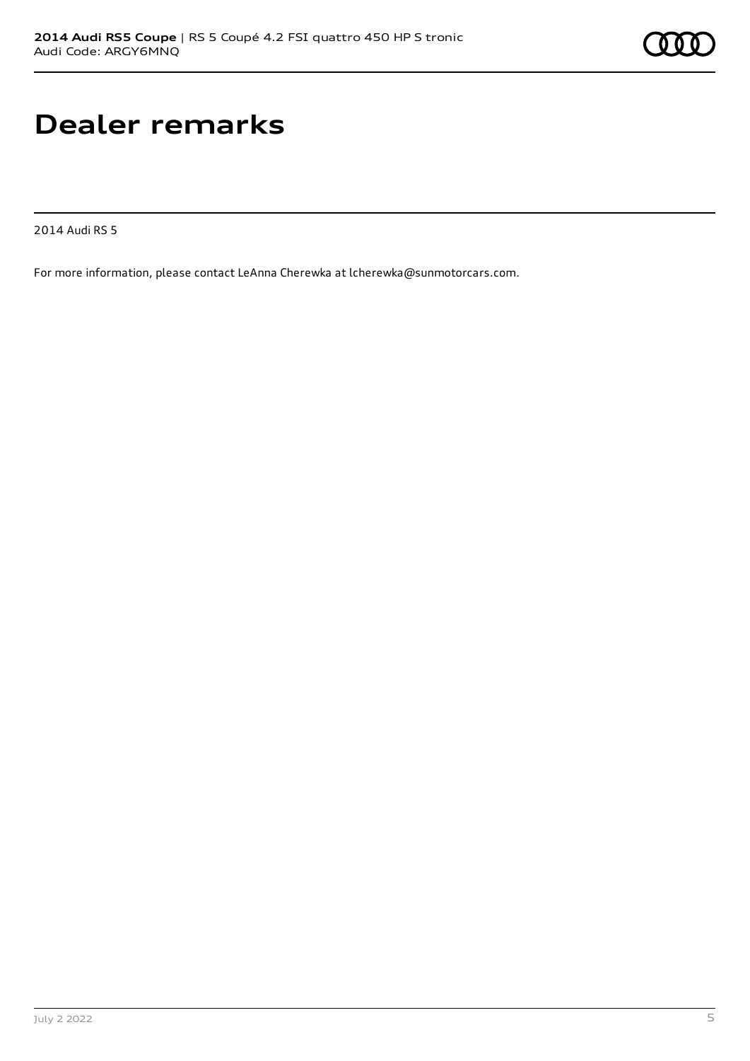# Dealer remarks

2014 Audi RS 5

For more information, please contact LeAnna Cherewka at lcherewka@sunmotorcars.com.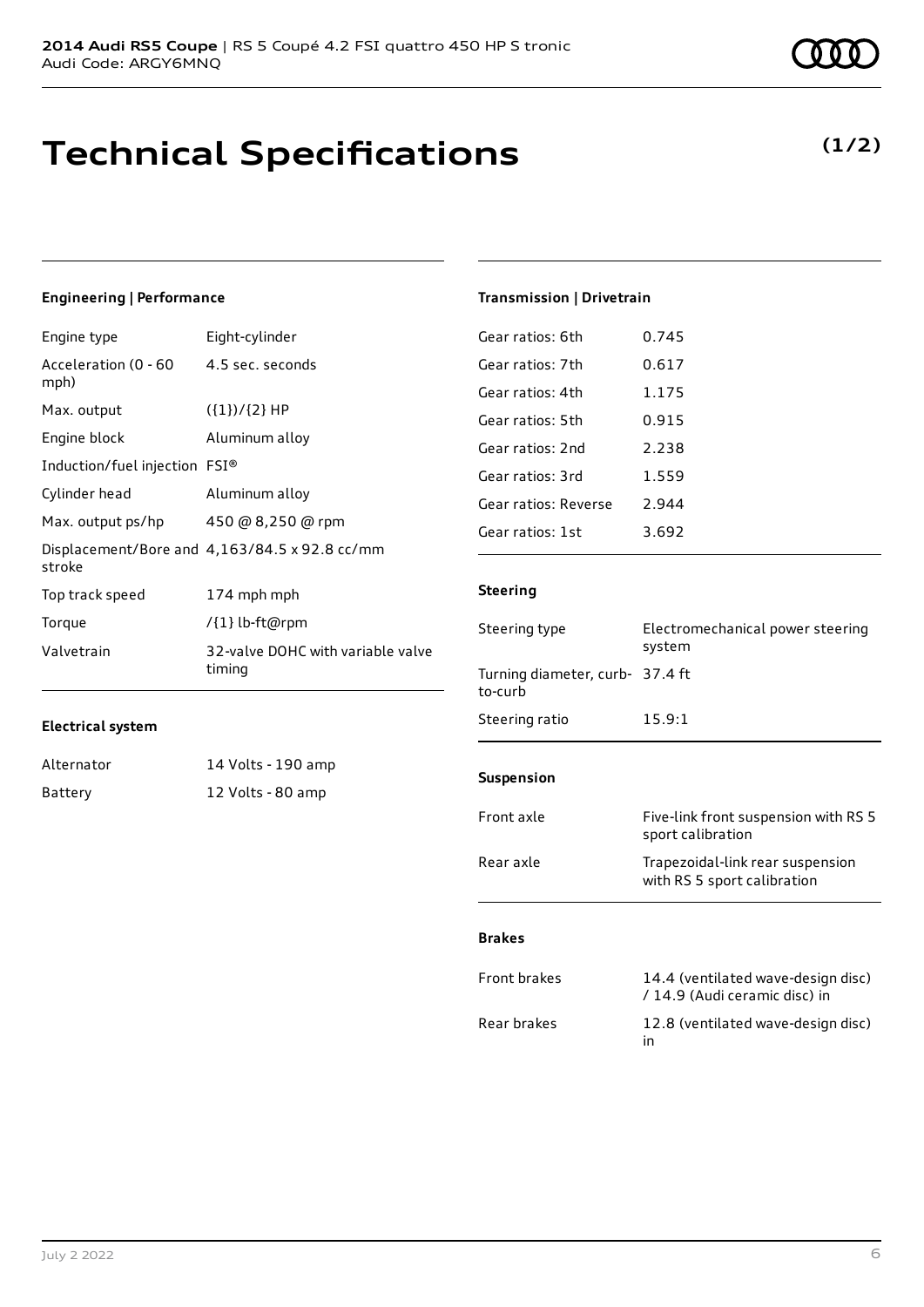**2014 Audi RS5 Coupe** | RS 5 Coupé 4.2 FSI quattro 450 HP S tronic
Audi Code: ARGY6MNQ

# Technical Specifications

**(1/2)**

### Engineering | Performance

| | |
|---|---|
| Engine type | Eight-cylinder |
| Acceleration (0 - 60 mph) | 4.5 sec. seconds |
| Max. output | ({1})/{2} HP |
| Engine block | Aluminum alloy |
| Induction/fuel injection | FSI® |
| Cylinder head | Aluminum alloy |
| Max. output ps/hp | 450 @ 8,250 @ rpm |
| Displacement/Bore and stroke | 4,163/84.5 x 92.8 cc/mm |
| Top track speed | 174 mph mph |
| Torque | /{1} lb-ft@rpm |
| Valvetrain | 32-valve DOHC with variable valve timing |

### Electrical system

| | |
|---|---|
| Alternator | 14 Volts - 190 amp |
| Battery | 12 Volts - 80 amp |

### Transmission | Drivetrain

| | |
|---|---|
| Gear ratios: 6th | 0.745 |
| Gear ratios: 7th | 0.617 |
| Gear ratios: 4th | 1.175 |
| Gear ratios: 5th | 0.915 |
| Gear ratios: 2nd | 2.238 |
| Gear ratios: 3rd | 1.559 |
| Gear ratios: Reverse | 2.944 |
| Gear ratios: 1st | 3.692 |

### Steering

| | |
|---|---|
| Steering type | Electromechanical power steering system |
| Turning diameter, curb-to-curb | 37.4 ft |
| Steering ratio | 15.9:1 |

### Suspension

| | |
|---|---|
| Front axle | Five-link front suspension with RS 5 sport calibration |
| Rear axle | Trapezoidal-link rear suspension with RS 5 sport calibration |

### Brakes

| | |
|---|---|
| Front brakes | 14.4 (ventilated wave-design disc) / 14.9 (Audi ceramic disc) in |
| Rear brakes | 12.8 (ventilated wave-design disc) in |

July 2 2022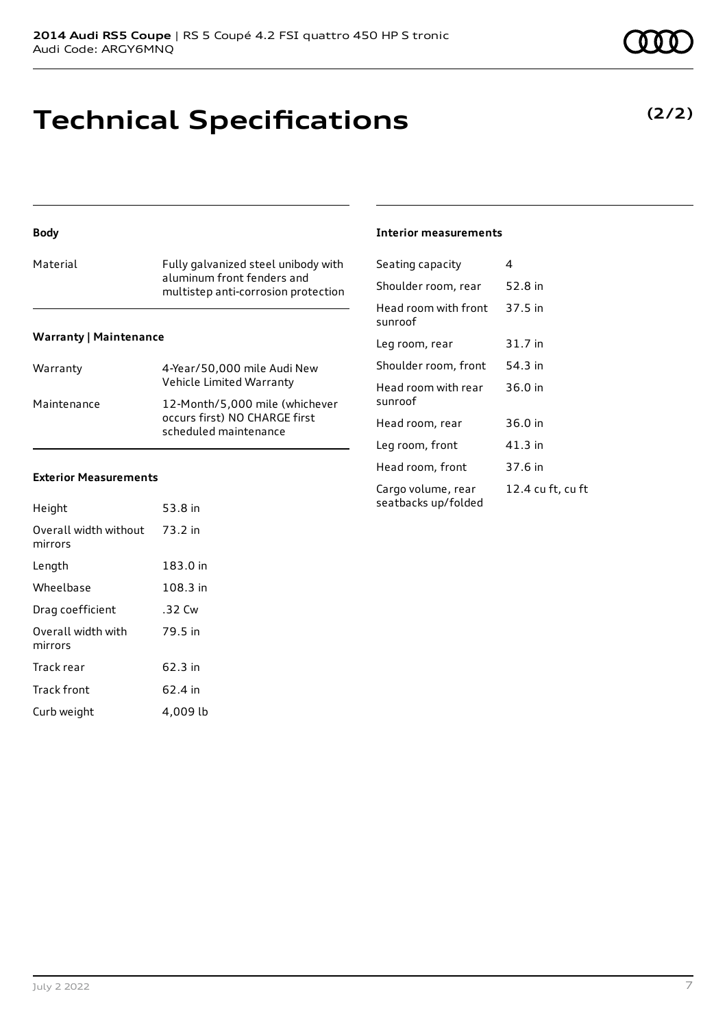# Technical Specifications

**(2/2)**

### Body

| Material | Fully galvanized steel unibody with aluminum front fenders and multistep anti-corrosion protection |
|---|---|

### Warranty | Maintenance

| Warranty | 4-Year/50,000 mile Audi New Vehicle Limited Warranty |
|---|---|
| Maintenance | 12-Month/5,000 mile (whichever occurs first) NO CHARGE first scheduled maintenance |

### Exterior Measurements

| Height | 53.8 in |
|---|---|
| Overall width without mirrors | 73.2 in |
| Length | 183.0 in |
| Wheelbase | 108.3 in |
| Drag coefficient | .32 Cw |
| Overall width with mirrors | 79.5 in |
| Track rear | 62.3 in |
| Track front | 62.4 in |
| Curb weight | 4,009 lb |

### Interior measurements

| Seating capacity | 4 |
|---|---|
| Shoulder room, rear | 52.8 in |
| Head room with front sunroof | 37.5 in |
| Leg room, rear | 31.7 in |
| Shoulder room, front | 54.3 in |
| Head room with rear sunroof | 36.0 in |
| Head room, rear | 36.0 in |
| Leg room, front | 41.3 in |
| Head room, front | 37.6 in |
| Cargo volume, rear seatbacks up/folded | 12.4 cu ft, cu ft |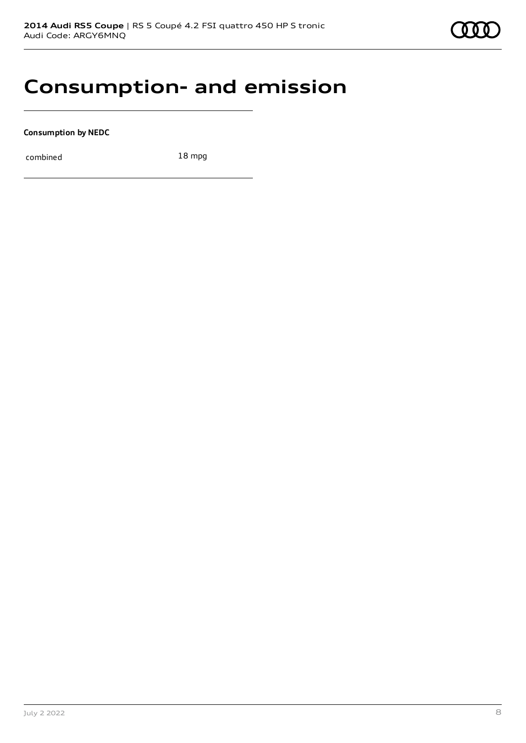# Consumption- and emission

**Consumption by NEDC**

| combined | 18 mpg |
| --- | --- |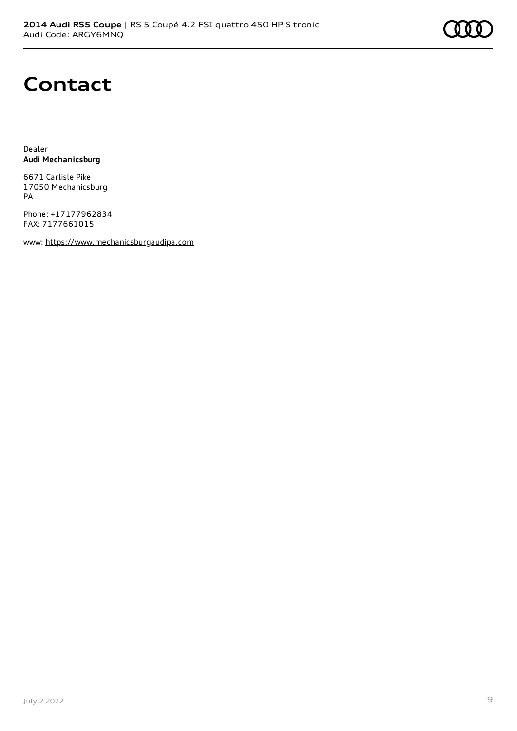# Contact

Dealer
**Audi Mechanicsburg**

6671 Carlisle Pike
17050 Mechanicsburg
PA

Phone: +17177962834
FAX: 7177661015

www: https://www.mechanicsburgaudipa.com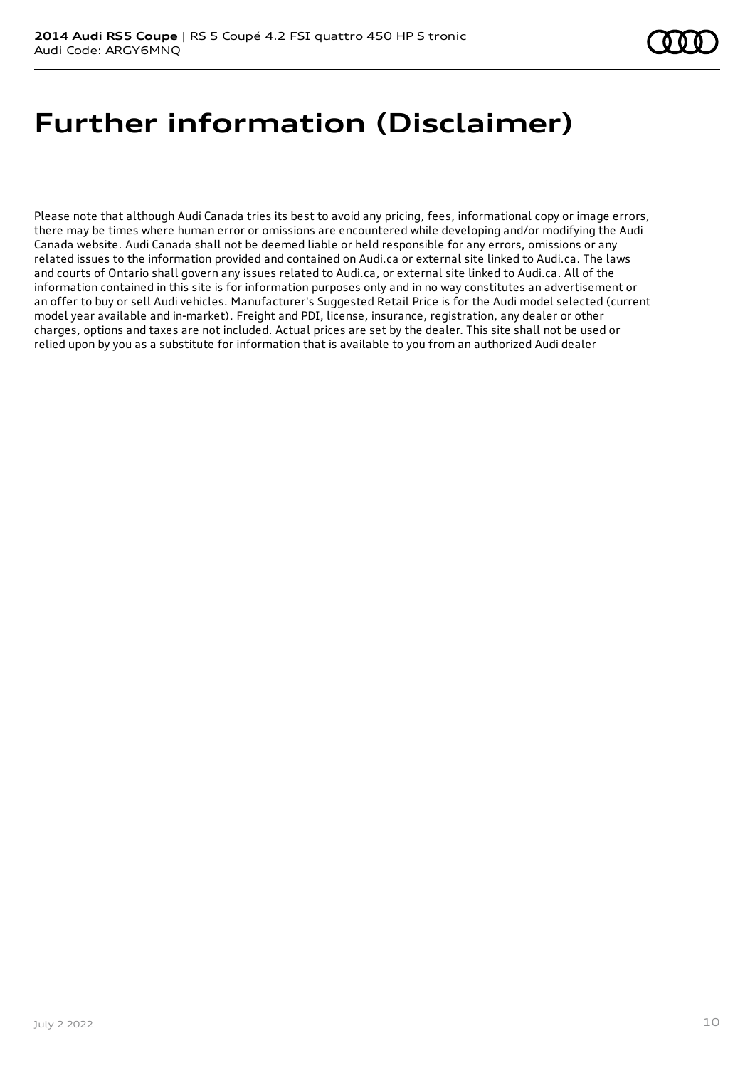# Further information (Disclaimer)

Please note that although Audi Canada tries its best to avoid any pricing, fees, informational copy or image errors, there may be times where human error or omissions are encountered while developing and/or modifying the Audi Canada website. Audi Canada shall not be deemed liable or held responsible for any errors, omissions or any related issues to the information provided and contained on Audi.ca or external site linked to Audi.ca. The laws and courts of Ontario shall govern any issues related to Audi.ca, or external site linked to Audi.ca. All of the information contained in this site is for information purposes only and in no way constitutes an advertisement or an offer to buy or sell Audi vehicles. Manufacturer's Suggested Retail Price is for the Audi model selected (current model year available and in-market). Freight and PDI, license, insurance, registration, any dealer or other charges, options and taxes are not included. Actual prices are set by the dealer. This site shall not be used or relied upon by you as a substitute for information that is available to you from an authorized Audi dealer